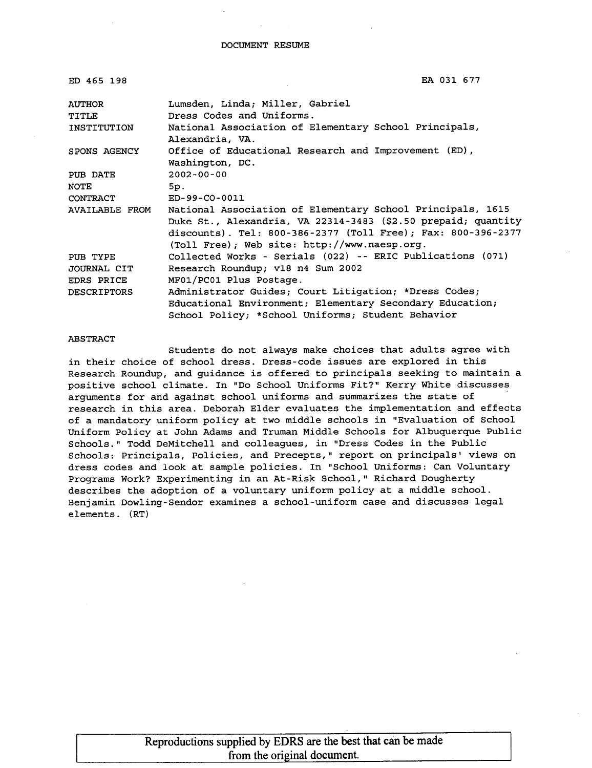DOCUMENT RESUME

| ED 465 198 | EA 031 677 |
|---|---|
| AUTHOR | Lumsden, Linda; Miller, Gabriel |
| TITLE | Dress Codes and Uniforms. |
| INSTITUTION | National Association of Elementary School Principals, Alexandria, VA. |
| SPONS AGENCY | Office of Educational Research and Improvement (ED), Washington, DC. |
| PUB DATE | 2002-00-00 |
| NOTE | 5p. |
| CONTRACT | ED-99-CO-0011 |
| AVAILABLE FROM | National Association of Elementary School Principals, 1615 Duke St., Alexandria, VA 22314-3483 ($2.50 prepaid; quantity discounts). Tel: 800-386-2377 (Toll Free); Fax: 800-396-2377 (Toll Free); Web site: http://www.naesp.org. |
| PUB TYPE | Collected Works - Serials (022) -- ERIC Publications (071) |
| JOURNAL CIT | Research Roundup; v18 n4 Sum 2002 |
| EDRS PRICE | MF01/PC01 Plus Postage. |
| DESCRIPTORS | Administrator Guides; Court Litigation; *Dress Codes; Educational Environment; Elementary Secondary Education; School Policy; *School Uniforms; Student Behavior |

ABSTRACT

Students do not always make choices that adults agree with in their choice of school dress. Dress-code issues are explored in this Research Roundup, and guidance is offered to principals seeking to maintain a positive school climate. In "Do School Uniforms Fit?" Kerry White discusses arguments for and against school uniforms and summarizes the state of research in this area. Deborah Elder evaluates the implementation and effects of a mandatory uniform policy at two middle schools in "Evaluation of School Uniform Policy at John Adams and Truman Middle Schools for Albuquerque Public Schools." Todd DeMitchell and colleagues, in "Dress Codes in the Public Schools: Principals, Policies, and Precepts," report on principals' views on dress codes and look at sample policies. In "School Uniforms: Can Voluntary Programs Work? Experimenting in an At-Risk School," Richard Dougherty describes the adoption of a voluntary uniform policy at a middle school. Benjamin Dowling-Sendor examines a school-uniform case and discusses legal elements. (RT)

Reproductions supplied by EDRS are the best that can be made from the original document.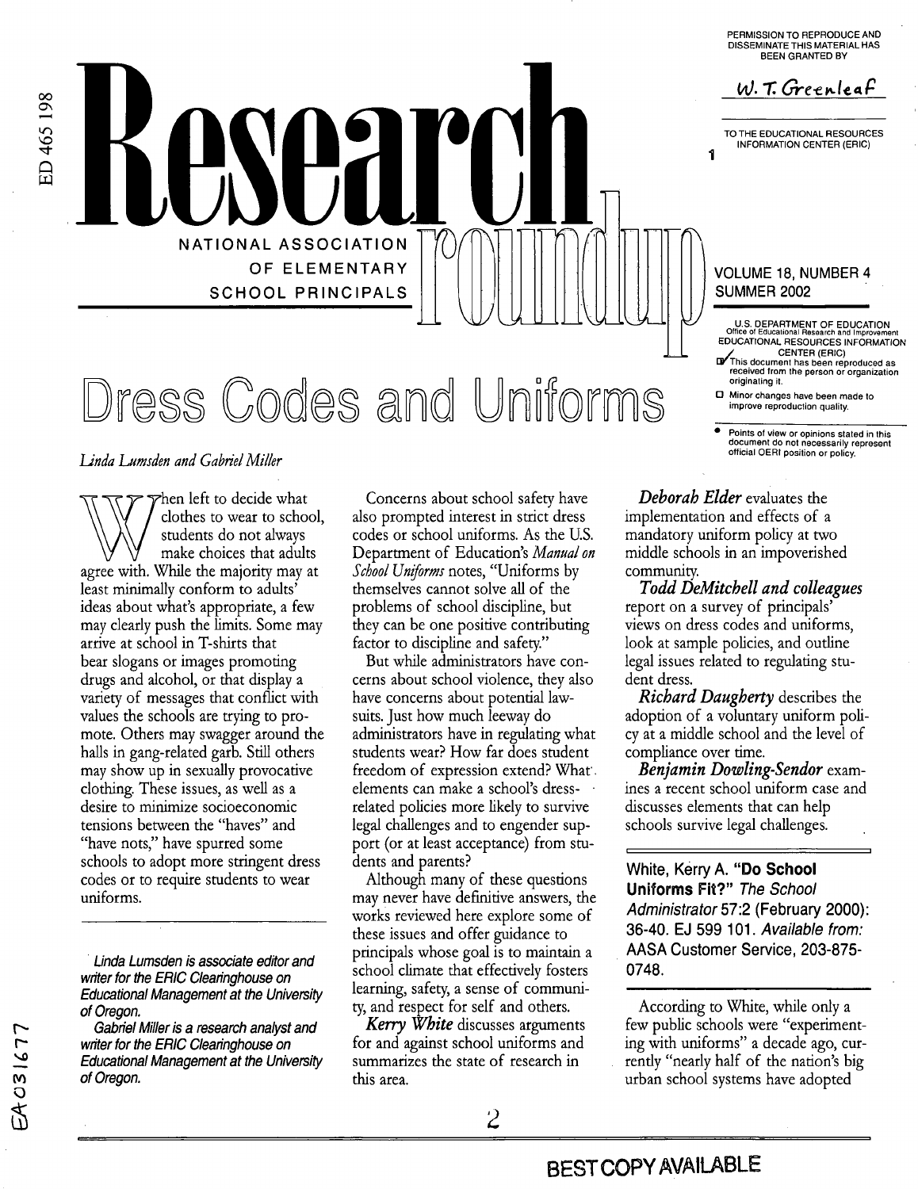# Research Roundup

NATIONAL ASSOCIATION OF ELEMENTARY SCHOOL PRINCIPALS

VOLUME 18, NUMBER 4
SUMMER 2002

# Dress Codes and Uniforms

*Linda Lumsden and Gabriel Miller*

When left to decide what clothes to wear to school, students do not always make choices that adults agree with. While the majority may at least minimally conform to adults' ideas about what's appropriate, a few may clearly push the limits. Some may arrive at school in T-shirts that bear slogans or images promoting drugs and alcohol, or that display a variety of messages that conflict with values the schools are trying to promote. Others may swagger around the halls in gang-related garb. Still others may show up in sexually provocative clothing. These issues, as well as a desire to minimize socioeconomic tensions between the "haves" and "have nots," have spurred some schools to adopt more stringent dress codes or to require students to wear uniforms.

*Linda Lumsden is associate editor and writer for the ERIC Clearinghouse on Educational Management at the University of Oregon.*

*Gabriel Miller is a research analyst and writer for the ERIC Clearinghouse on Educational Management at the University of Oregon.*

Concerns about school safety have also prompted interest in strict dress codes or school uniforms. As the U.S. Department of Education's *Manual on School Uniforms* notes, "Uniforms by themselves cannot solve all of the problems of school discipline, but they can be one positive contributing factor to discipline and safety."

But while administrators have concerns about school violence, they also have concerns about potential lawsuits. Just how much leeway do administrators have in regulating what students wear? How far does student freedom of expression extend? What elements can make a school's dress-related policies more likely to survive legal challenges and to engender support (or at least acceptance) from students and parents?

Although many of these questions may never have definitive answers, the works reviewed here explore some of these issues and offer guidance to principals whose goal is to maintain a school climate that effectively fosters learning, safety, a sense of community, and respect for self and others.

***Kerry White*** discusses arguments for and against school uniforms and summarizes the state of research in this area.

***Deborah Elder*** evaluates the implementation and effects of a mandatory uniform policy at two middle schools in an impoverished community.

***Todd DeMitchell and colleagues*** report on a survey of principals' views on dress codes and uniforms, look at sample policies, and outline legal issues related to regulating student dress.

***Richard Daugherty*** describes the adoption of a voluntary uniform policy at a middle school and the level of compliance over time.

***Benjamin Dowling-Sendor*** examines a recent school uniform case and discusses elements that can help schools survive legal challenges.

**White, Kerry A. "Do School Uniforms Fit?"** *The School Administrator* 57:2 (February 2000): 36-40. EJ 599 101. *Available from: AASA Customer Service, 203-875-0748.*

According to White, while only a few public schools were "experimenting with uniforms" a decade ago, currently "nearly half of the nation's big urban school systems have adopted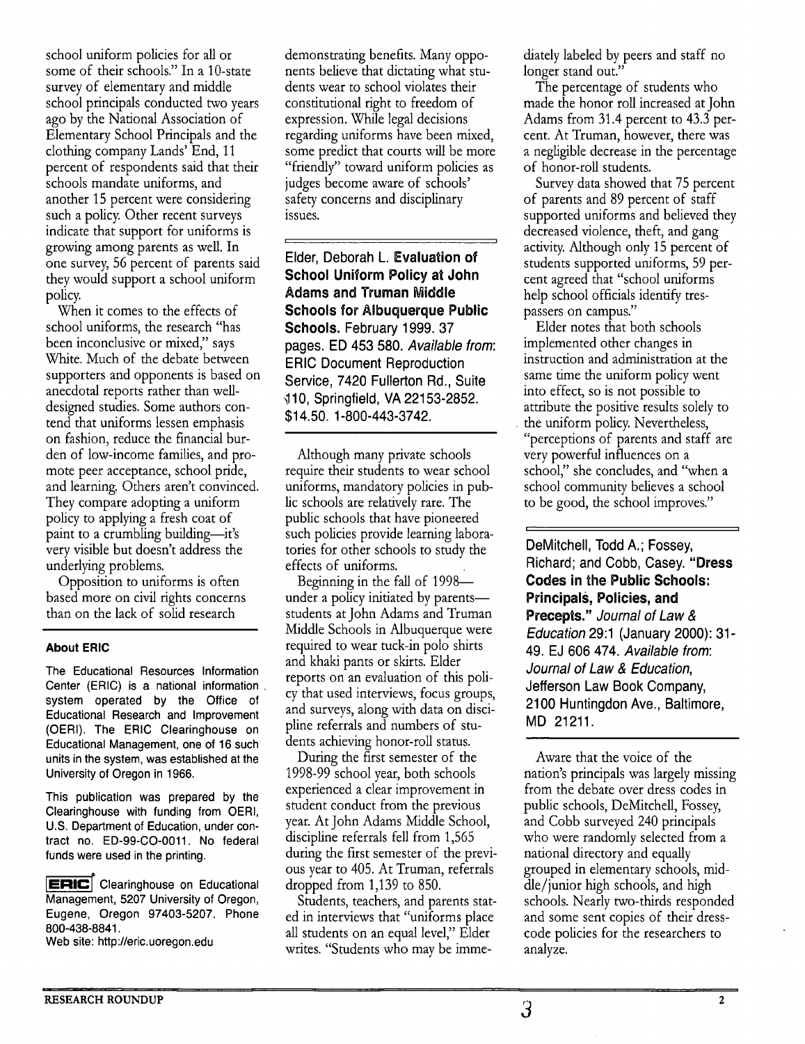school uniform policies for all or some of their schools." In a 10-state survey of elementary and middle school principals conducted two years ago by the National Association of Elementary School Principals and the clothing company Lands' End, 11 percent of respondents said that their schools mandate uniforms, and another 15 percent were considering such a policy. Other recent surveys indicate that support for uniforms is growing among parents as well. In one survey, 56 percent of parents said they would support a school uniform policy.

When it comes to the effects of school uniforms, the research "has been inconclusive or mixed," says White. Much of the debate between supporters and opponents is based on anecdotal reports rather than well-designed studies. Some authors contend that uniforms lessen emphasis on fashion, reduce the financial burden of low-income families, and promote peer acceptance, school pride, and learning. Others aren't convinced. They compare adopting a uniform policy to applying a fresh coat of paint to a crumbling building—it's very visible but doesn't address the underlying problems.

Opposition to uniforms is often based more on civil rights concerns than on the lack of solid research demonstrating benefits. Many opponents believe that dictating what students wear to school violates their constitutional right to freedom of expression. While legal decisions regarding uniforms have been mixed, some predict that courts will be more "friendly" toward uniform policies as judges become aware of schools' safety concerns and disciplinary issues.

**About ERIC**

The Educational Resources Information Center (ERIC) is a national information system operated by the Office of Educational Research and Improvement (OERI). The ERIC Clearinghouse on Educational Management, one of 16 such units in the system, was established at the University of Oregon in 1966.

This publication was prepared by the Clearinghouse with funding from OERI, U.S. Department of Education, under contract no. ED-99-CO-0011. No federal funds were used in the printing.

ERIC Clearinghouse on Educational Management, 5207 University of Oregon, Eugene, Oregon 97403-5207. Phone 800-438-8841.
Web site: http://eric.uoregon.edu

---

Elder, Deborah L. **Evaluation of School Uniform Policy at John Adams and Truman Middle Schools for Albuquerque Public Schools.** February 1999. 37 pages. ED 453 580. *Available from*: ERIC Document Reproduction Service, 7420 Fullerton Rd., Suite 110, Springfield, VA 22153-2852. $14.50. 1-800-443-3742.

Although many private schools require their students to wear school uniforms, mandatory policies in public schools are relatively rare. The public schools that have pioneered such policies provide learning laboratories for other schools to study the effects of uniforms.

Beginning in the fall of 1998—under a policy initiated by parents—students at John Adams and Truman Middle Schools in Albuquerque were required to wear tuck-in polo shirts and khaki pants or skirts. Elder reports on an evaluation of this policy that used interviews, focus groups, and surveys, along with data on discipline referrals and numbers of students achieving honor-roll status.

During the first semester of the 1998-99 school year, both schools experienced a clear improvement in student conduct from the previous year. At John Adams Middle School, discipline referrals fell from 1,565 during the first semester of the previous year to 405. At Truman, referrals dropped from 1,139 to 850.

Students, teachers, and parents stated in interviews that "uniforms place all students on an equal level," Elder writes. "Students who may be immediately labeled by peers and staff no longer stand out."

The percentage of students who made the honor roll increased at John Adams from 31.4 percent to 43.3 percent. At Truman, however, there was a negligible decrease in the percentage of honor-roll students.

Survey data showed that 75 percent of parents and 89 percent of staff supported uniforms and believed they decreased violence, theft, and gang activity. Although only 15 percent of students supported uniforms, 59 percent agreed that "school uniforms help school officials identify trespassers on campus."

Elder notes that both schools implemented other changes in instruction and administration at the same time the uniform policy went into effect, so is not possible to attribute the positive results solely to the uniform policy. Nevertheless, "perceptions of parents and staff are very powerful influences on a school," she concludes, and "when a school community believes a school to be good, the school improves."

---

DeMitchell, Todd A.; Fossey, Richard; and Cobb, Casey. **"Dress Codes in the Public Schools: Principals, Policies, and Precepts."** *Journal of Law & Education* 29:1 (January 2000): 31-49. EJ 606 474. *Available from*: *Journal of Law & Education*, Jefferson Law Book Company, 2100 Huntingdon Ave., Baltimore, MD 21211.

Aware that the voice of the nation's principals was largely missing from the debate over dress codes in public schools, DeMitchell, Fossey, and Cobb surveyed 240 principals who were randomly selected from a national directory and equally grouped in elementary schools, middle/junior high schools, and high schools. Nearly two-thirds responded and some sent copies of their dress-code policies for the researchers to analyze.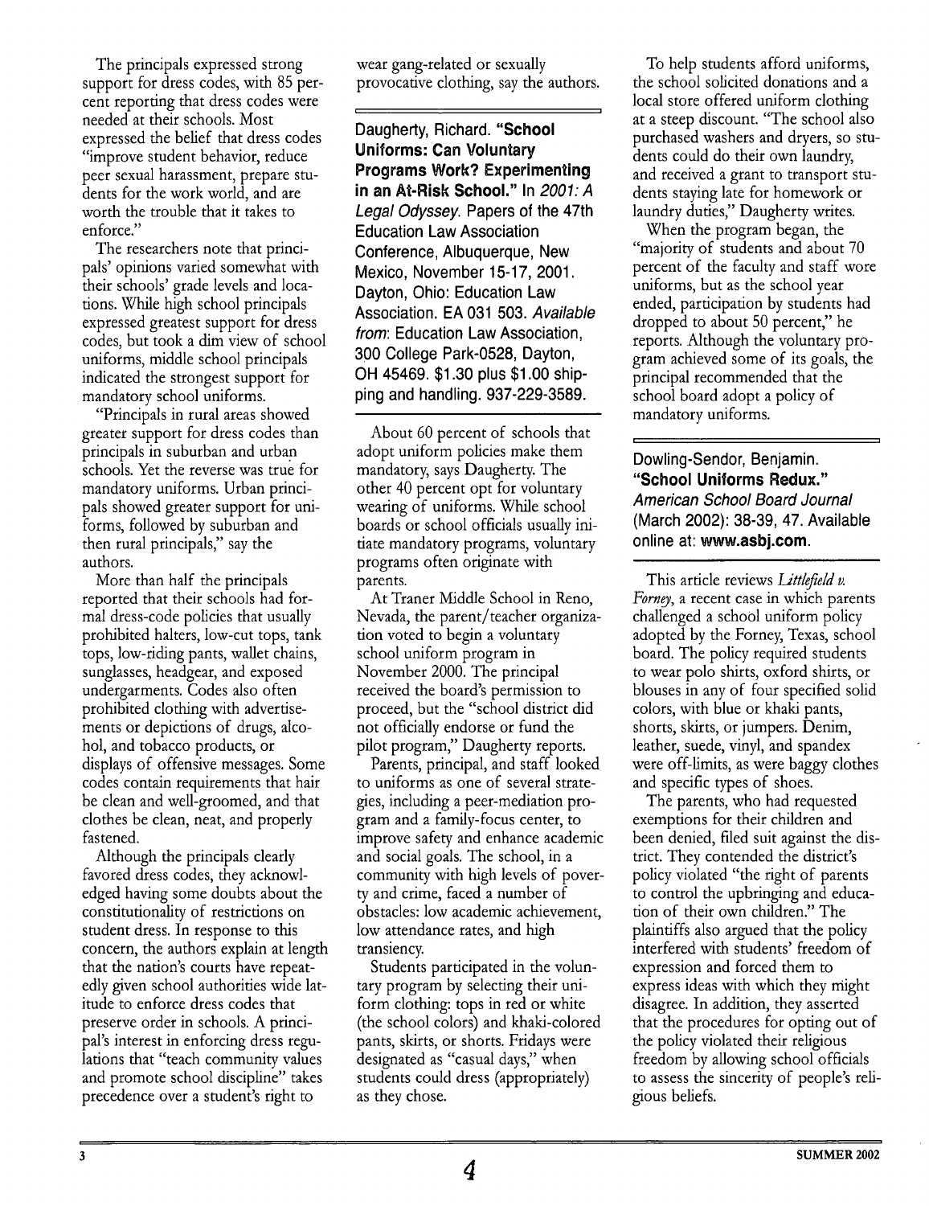The principals expressed strong support for dress codes, with 85 percent reporting that dress codes were needed at their schools. Most expressed the belief that dress codes "improve student behavior, reduce peer sexual harassment, prepare students for the work world, and are worth the trouble that it takes to enforce."

The researchers note that principals' opinions varied somewhat with their schools' grade levels and locations. While high school principals expressed greatest support for dress codes, but took a dim view of school uniforms, middle school principals indicated the strongest support for mandatory school uniforms.

"Principals in rural areas showed greater support for dress codes than principals in suburban and urban schools. Yet the reverse was true for mandatory uniforms. Urban principals showed greater support for uniforms, followed by suburban and then rural principals," say the authors.

More than half the principals reported that their schools had formal dress-code policies that usually prohibited halters, low-cut tops, tank tops, low-riding pants, wallet chains, sunglasses, headgear, and exposed undergarments. Codes also often prohibited clothing with advertisements or depictions of drugs, alcohol, and tobacco products, or displays of offensive messages. Some codes contain requirements that hair be clean and well-groomed, and that clothes be clean, neat, and properly fastened.

Although the principals clearly favored dress codes, they acknowledged having some doubts about the constitutionality of restrictions on student dress. In response to this concern, the authors explain at length that the nation's courts have repeatedly given school authorities wide latitude to enforce dress codes that preserve order in schools. A principal's interest in enforcing dress regulations that "teach community values and promote school discipline" takes precedence over a student's right to wear gang-related or sexually provocative clothing, say the authors.

---

**Daugherty, Richard. "School Uniforms: Can Voluntary Programs Work? Experimenting in an At-Risk School." In *2001: A Legal Odyssey*. Papers of the 47th Education Law Association Conference, Albuquerque, New Mexico, November 15-17, 2001. Dayton, Ohio: Education Law Association. EA 031 503. *Available from*: Education Law Association, 300 College Park-0528, Dayton, OH 45469. $1.30 plus $1.00 shipping and handling. 937-229-3589.**

---

About 60 percent of schools that adopt uniform policies make them mandatory, says Daugherty. The other 40 percent opt for voluntary wearing of uniforms. While school boards or school officials usually initiate mandatory programs, voluntary programs often originate with parents.

At Traner Middle School in Reno, Nevada, the parent/teacher organization voted to begin a voluntary school uniform program in November 2000. The principal received the board's permission to proceed, but the "school district did not officially endorse or fund the pilot program," Daugherty reports.

Parents, principal, and staff looked to uniforms as one of several strategies, including a peer-mediation program and a family-focus center, to improve safety and enhance academic and social goals. The school, in a community with high levels of poverty and crime, faced a number of obstacles: low academic achievement, low attendance rates, and high transiency.

Students participated in the voluntary program by selecting their uniform clothing: tops in red or white (the school colors) and khaki-colored pants, skirts, or shorts. Fridays were designated as "casual days," when students could dress (appropriately) as they chose.

To help students afford uniforms, the school solicited donations and a local store offered uniform clothing at a steep discount. "The school also purchased washers and dryers, so students could do their own laundry, and received a grant to transport students staying late for homework or laundry duties," Daugherty writes.

When the program began, the "majority of students and about 70 percent of the faculty and staff wore uniforms, but as the school year ended, participation by students had dropped to about 50 percent," he reports. Although the voluntary program achieved some of its goals, the principal recommended that the school board adopt a policy of mandatory uniforms.

---

**Dowling-Sendor, Benjamin. "School Uniforms Redux." *American School Board Journal* (March 2002): 38-39, 47. Available online at: www.asbj.com.**

---

This article reviews *Littlefield v. Forney*, a recent case in which parents challenged a school uniform policy adopted by the Forney, Texas, school board. The policy required students to wear polo shirts, oxford shirts, or blouses in any of four specified solid colors, with blue or khaki pants, shorts, skirts, or jumpers. Denim, leather, suede, vinyl, and spandex were off-limits, as were baggy clothes and specific types of shoes.

The parents, who had requested exemptions for their children and been denied, filed suit against the district. They contended the district's policy violated "the right of parents to control the upbringing and education of their own children." The plaintiffs also argued that the policy interfered with students' freedom of expression and forced them to express ideas with which they might disagree. In addition, they asserted that the procedures for opting out of the policy violated their religious freedom by allowing school officials to assess the sincerity of people's religious beliefs.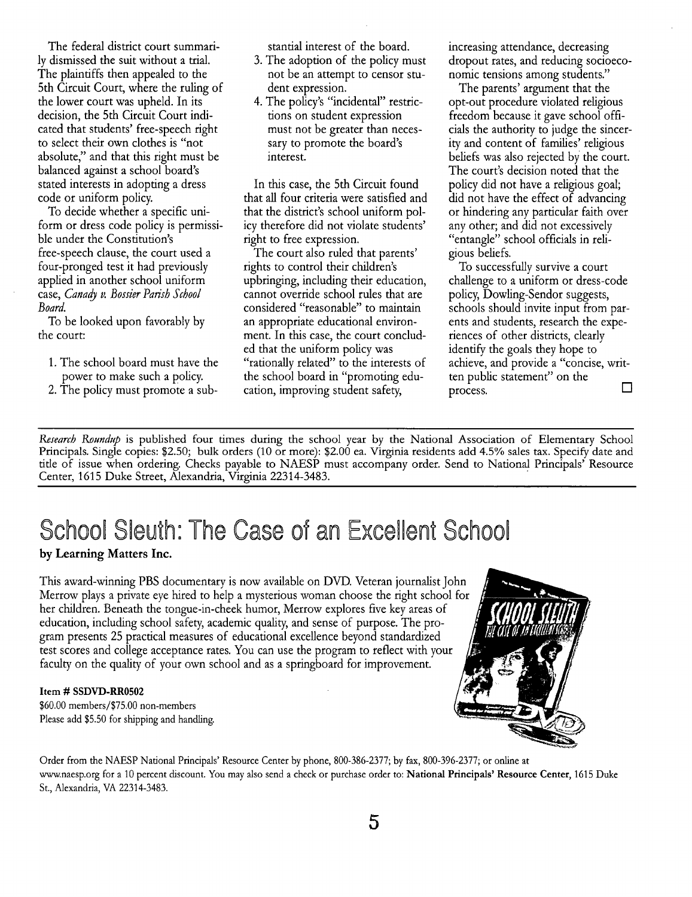The federal district court summarily dismissed the suit without a trial. The plaintiffs then appealed to the 5th Circuit Court, where the ruling of the lower court was upheld. In its decision, the 5th Circuit Court indicated that students' free-speech right to select their own clothes is "not absolute," and that this right must be balanced against a school board's stated interests in adopting a dress code or uniform policy.

To decide whether a specific uniform or dress code policy is permissible under the Constitution's free-speech clause, the court used a four-pronged test it had previously applied in another school uniform case, *Canady v. Bossier Parish School Board*.

To be looked upon favorably by the court:

1. The school board must have the power to make such a policy.
2. The policy must promote a substantial interest of the board.
3. The adoption of the policy must not be an attempt to censor student expression.
4. The policy's "incidental" restrictions on student expression must not be greater than necessary to promote the board's interest.

In this case, the 5th Circuit found that all four criteria were satisfied and that the district's school uniform policy therefore did not violate students' right to free expression.

The court also ruled that parents' rights to control their children's upbringing, including their education, cannot override school rules that are considered "reasonable" to maintain an appropriate educational environment. In this case, the court concluded that the uniform policy was "rationally related" to the interests of the school board in "promoting education, improving student safety, increasing attendance, decreasing dropout rates, and reducing socioeconomic tensions among students."

The parents' argument that the opt-out procedure violated religious freedom because it gave school officials the authority to judge the sincerity and content of families' religious beliefs was also rejected by the court. The court's decision noted that the policy did not have a religious goal; did not have the effect of advancing or hindering any particular faith over any other; and did not excessively "entangle" school officials in religious beliefs.

To successfully survive a court challenge to a uniform or dress-code policy, Dowling-Sendor suggests, schools should invite input from parents and students, research the experiences of other districts, clearly identify the goals they hope to achieve, and provide a "concise, written public statement" on the process. □

---

*Research Roundup* is published four times during the school year by the National Association of Elementary School Principals. Single copies: $2.50; bulk orders (10 or more): $2.00 ea. Virginia residents add 4.5% sales tax. Specify date and title of issue when ordering. Checks payable to NAESP must accompany order. Send to National Principals' Resource Center, 1615 Duke Street, Alexandria, Virginia 22314-3483.

---

# School Sleuth: The Case of an Excellent School

**by Learning Matters Inc.**

This award-winning PBS documentary is now available on DVD. Veteran journalist John Merrow plays a private eye hired to help a mysterious woman choose the right school for her children. Beneath the tongue-in-cheek humor, Merrow explores five key areas of education, including school safety, academic quality, and sense of purpose. The program presents 25 practical measures of educational excellence beyond standardized test scores and college acceptance rates. You can use the program to reflect with your faculty on the quality of your own school and as a springboard for improvement.

**Item # SSDVD-RR0502**
$60.00 members/$75.00 non-members
Please add $5.50 for shipping and handling.

Order from the NAESP National Principals' Resource Center by phone, 800-386-2377; by fax, 800-396-2377; or online at www.naesp.org for a 10 percent discount. You may also send a check or purchase order to: **National Principals' Resource Center**, 1615 Duke St., Alexandria, VA 22314-3483.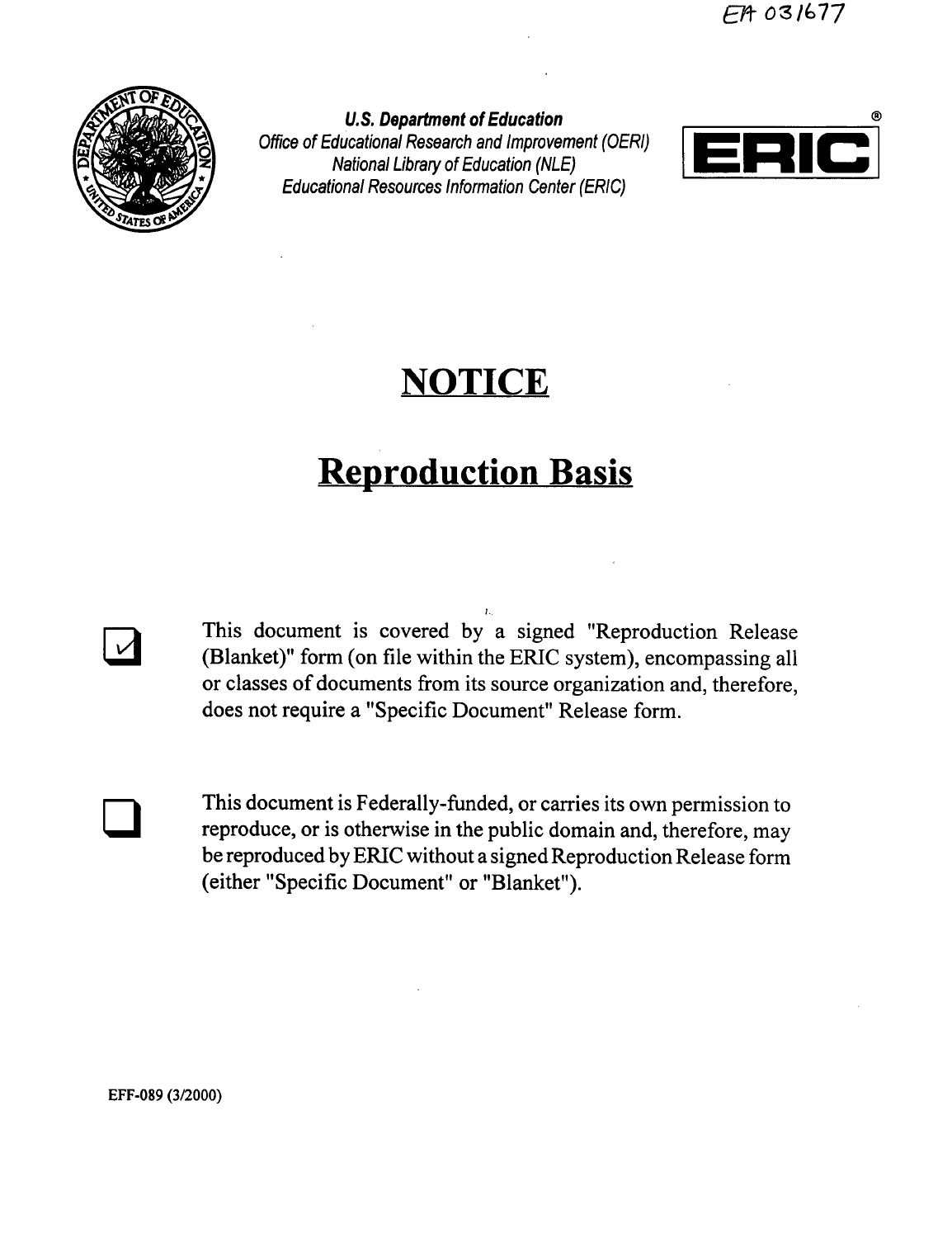EA 031677

***U.S. Department of Education***
*Office of Educational Research and Improvement (OERI)*
*National Library of Education (NLE)*
*Educational Resources Information Center (ERIC)*

ERIC®

# NOTICE

# Reproduction Basis

- [x] This document is covered by a signed "Reproduction Release (Blanket)" form (on file within the ERIC system), encompassing all or classes of documents from its source organization and, therefore, does not require a "Specific Document" Release form.

- [ ] This document is Federally-funded, or carries its own permission to reproduce, or is otherwise in the public domain and, therefore, may be reproduced by ERIC without a signed Reproduction Release form (either "Specific Document" or "Blanket").

EFF-089 (3/2000)